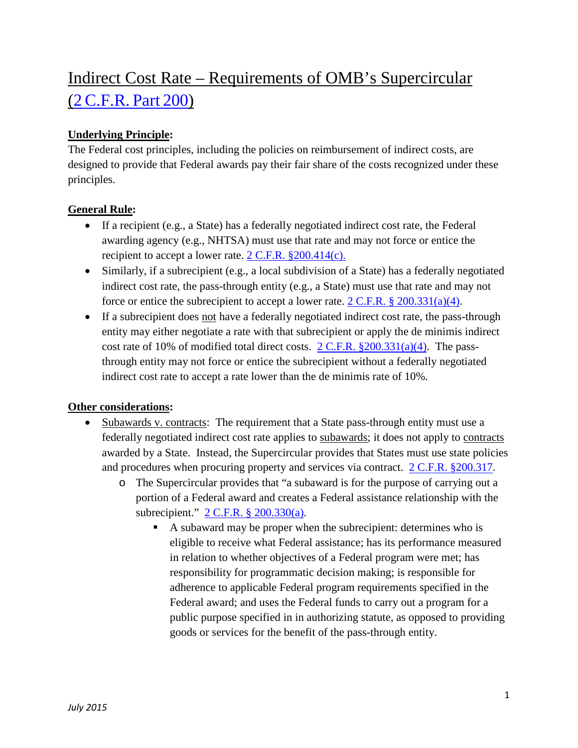# Indirect Cost Rate – Requirements of OMB's Supercircular (2 C.F.R. Part 200)

**Underlying Principle:**

The Federal cost principles, including the policies on reimbursement of indirect costs, are designed to provide that Federal awards pay their fair share of the costs recognized under these principles.

**General Rule:**

- If a recipient (e.g., a State) has a federally negotiated indirect cost rate, the Federal awarding agency (e.g., NHTSA) must use that rate and may not force or entice the recipient to accept a lower rate. 2 C.F.R. §200.414(c).
- Similarly, if a subrecipient (e.g., a local subdivision of a State) has a federally negotiated indirect cost rate, the pass-through entity (e.g., a State) must use that rate and may not force or entice the subrecipient to accept a lower rate. 2 C.F.R. § 200.331(a)(4).
- If a subrecipient does not have a federally negotiated indirect cost rate, the pass-through entity may either negotiate a rate with that subrecipient or apply the de minimis indirect cost rate of 10% of modified total direct costs. 2 C.F.R. §200.331(a)(4). The pass-through entity may not force or entice the subrecipient without a federally negotiated indirect cost rate to accept a rate lower than the de minimis rate of 10%.

**Other considerations:**

- Subawards v. contracts: The requirement that a State pass-through entity must use a federally negotiated indirect cost rate applies to subawards; it does not apply to contracts awarded by a State. Instead, the Supercircular provides that States must use state policies and procedures when procuring property and services via contract. 2 C.F.R. §200.317.
  - The Supercircular provides that "a subaward is for the purpose of carrying out a portion of a Federal award and creates a Federal assistance relationship with the subrecipient." 2 C.F.R. § 200.330(a).
    - A subaward may be proper when the subrecipient: determines who is eligible to receive what Federal assistance; has its performance measured in relation to whether objectives of a Federal program were met; has responsibility for programmatic decision making; is responsible for adherence to applicable Federal program requirements specified in the Federal award; and uses the Federal funds to carry out a program for a public purpose specified in in authorizing statute, as opposed to providing goods or services for the benefit of the pass-through entity.

*July 2015*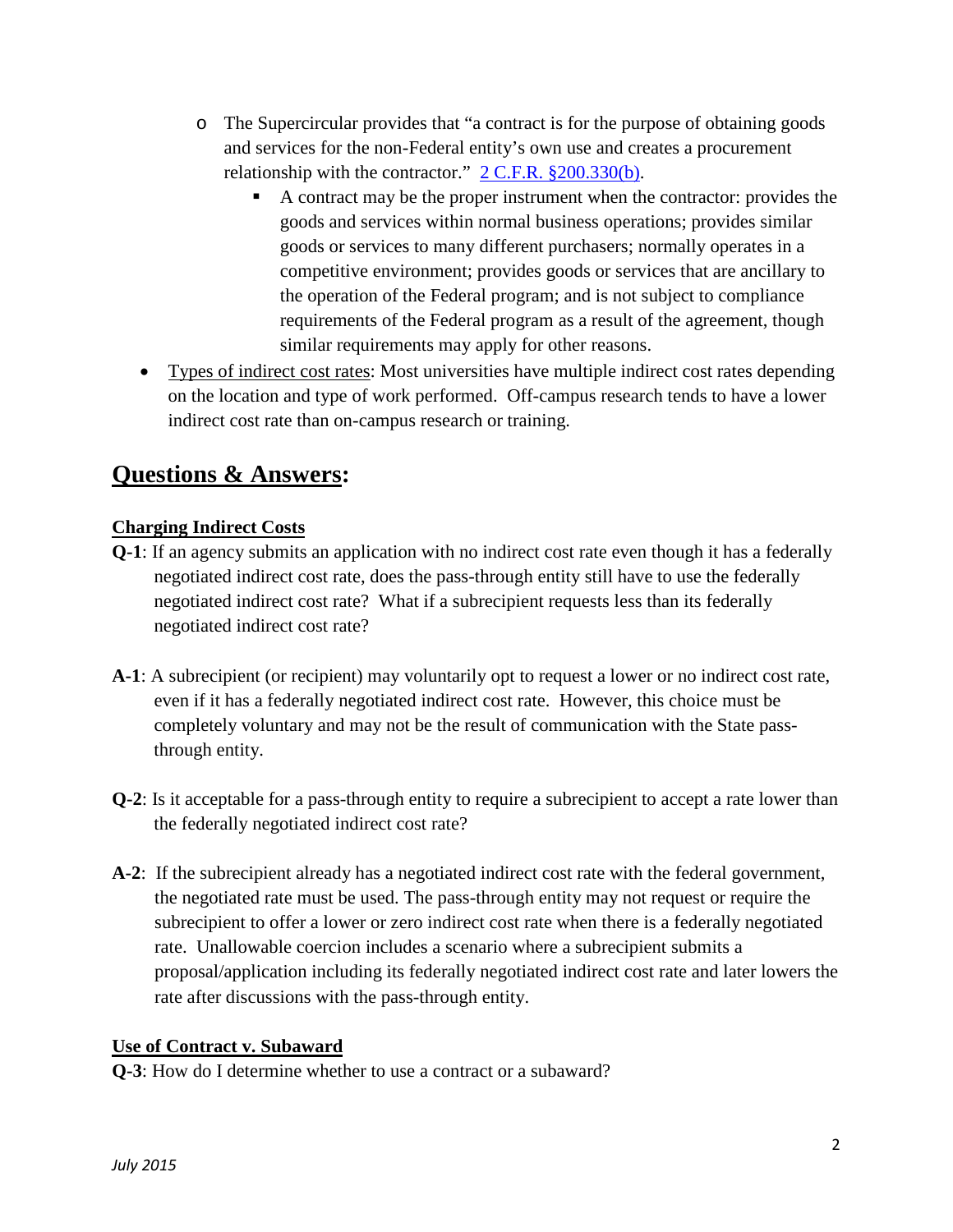- The Supercircular provides that "a contract is for the purpose of obtaining goods and services for the non-Federal entity's own use and creates a procurement relationship with the contractor." [2 C.F.R. §200.330(b)](#).
  - A contract may be the proper instrument when the contractor: provides the goods and services within normal business operations; provides similar goods or services to many different purchasers; normally operates in a competitive environment; provides goods or services that are ancillary to the operation of the Federal program; and is not subject to compliance requirements of the Federal program as a result of the agreement, though similar requirements may apply for other reasons.
- Types of indirect cost rates: Most universities have multiple indirect cost rates depending on the location and type of work performed. Off-campus research tends to have a lower indirect cost rate than on-campus research or training.

## Questions & Answers:

### Charging Indirect Costs

**Q-1**: If an agency submits an application with no indirect cost rate even though it has a federally negotiated indirect cost rate, does the pass-through entity still have to use the federally negotiated indirect cost rate? What if a subrecipient requests less than its federally negotiated indirect cost rate?

**A-1**: A subrecipient (or recipient) may voluntarily opt to request a lower or no indirect cost rate, even if it has a federally negotiated indirect cost rate. However, this choice must be completely voluntary and may not be the result of communication with the State pass-through entity.

**Q-2**: Is it acceptable for a pass-through entity to require a subrecipient to accept a rate lower than the federally negotiated indirect cost rate?

**A-2**: If the subrecipient already has a negotiated indirect cost rate with the federal government, the negotiated rate must be used. The pass-through entity may not request or require the subrecipient to offer a lower or zero indirect cost rate when there is a federally negotiated rate. Unallowable coercion includes a scenario where a subrecipient submits a proposal/application including its federally negotiated indirect cost rate and later lowers the rate after discussions with the pass-through entity.

### Use of Contract v. Subaward

**Q-3**: How do I determine whether to use a contract or a subaward?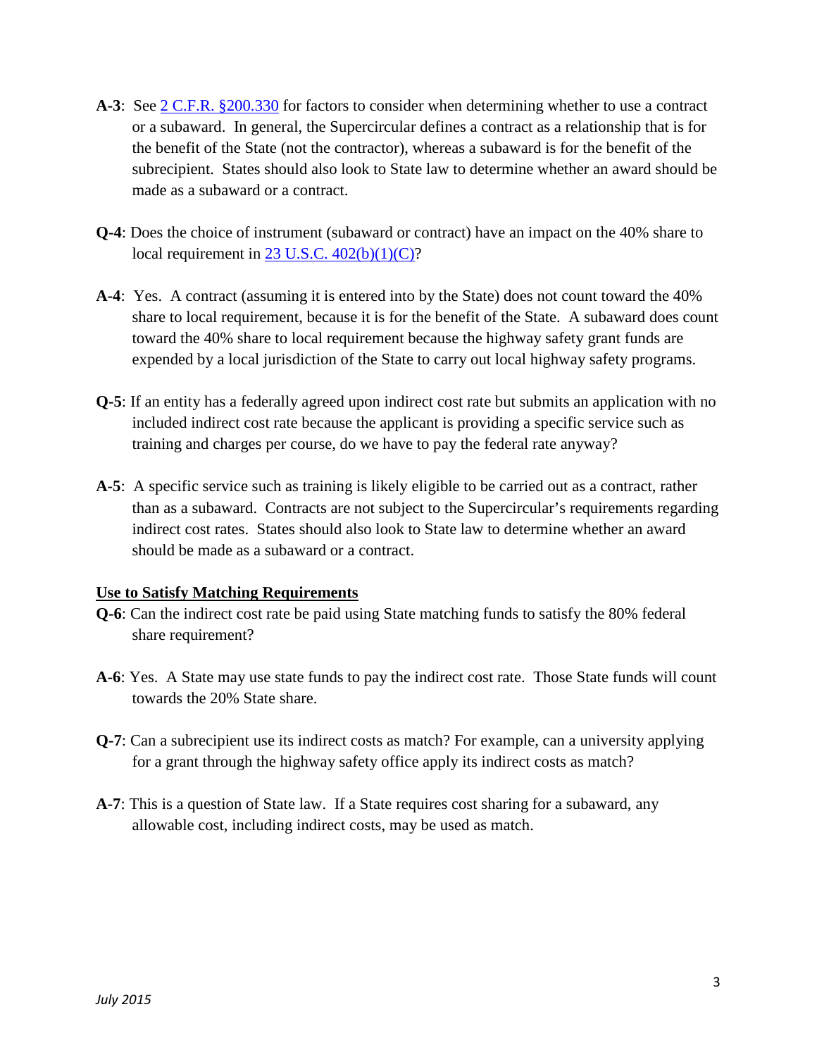**A-3**: See [2 C.F.R. §200.330](#) for factors to consider when determining whether to use a contract or a subaward. In general, the Supercircular defines a contract as a relationship that is for the benefit of the State (not the contractor), whereas a subaward is for the benefit of the subrecipient. States should also look to State law to determine whether an award should be made as a subaward or a contract.

**Q-4**: Does the choice of instrument (subaward or contract) have an impact on the 40% share to local requirement in [23 U.S.C. 402(b)(1)(C)](#)?

**A-4**: Yes. A contract (assuming it is entered into by the State) does not count toward the 40% share to local requirement, because it is for the benefit of the State. A subaward does count toward the 40% share to local requirement because the highway safety grant funds are expended by a local jurisdiction of the State to carry out local highway safety programs.

**Q-5**: If an entity has a federally agreed upon indirect cost rate but submits an application with no included indirect cost rate because the applicant is providing a specific service such as training and charges per course, do we have to pay the federal rate anyway?

**A-5**: A specific service such as training is likely eligible to be carried out as a contract, rather than as a subaward. Contracts are not subject to the Supercircular's requirements regarding indirect cost rates. States should also look to State law to determine whether an award should be made as a subaward or a contract.

**Use to Satisfy Matching Requirements**

**Q-6**: Can the indirect cost rate be paid using State matching funds to satisfy the 80% federal share requirement?

**A-6**: Yes. A State may use state funds to pay the indirect cost rate. Those State funds will count towards the 20% State share.

**Q-7**: Can a subrecipient use its indirect costs as match? For example, can a university applying for a grant through the highway safety office apply its indirect costs as match?

**A-7**: This is a question of State law. If a State requires cost sharing for a subaward, any allowable cost, including indirect costs, may be used as match.

*July 2015*